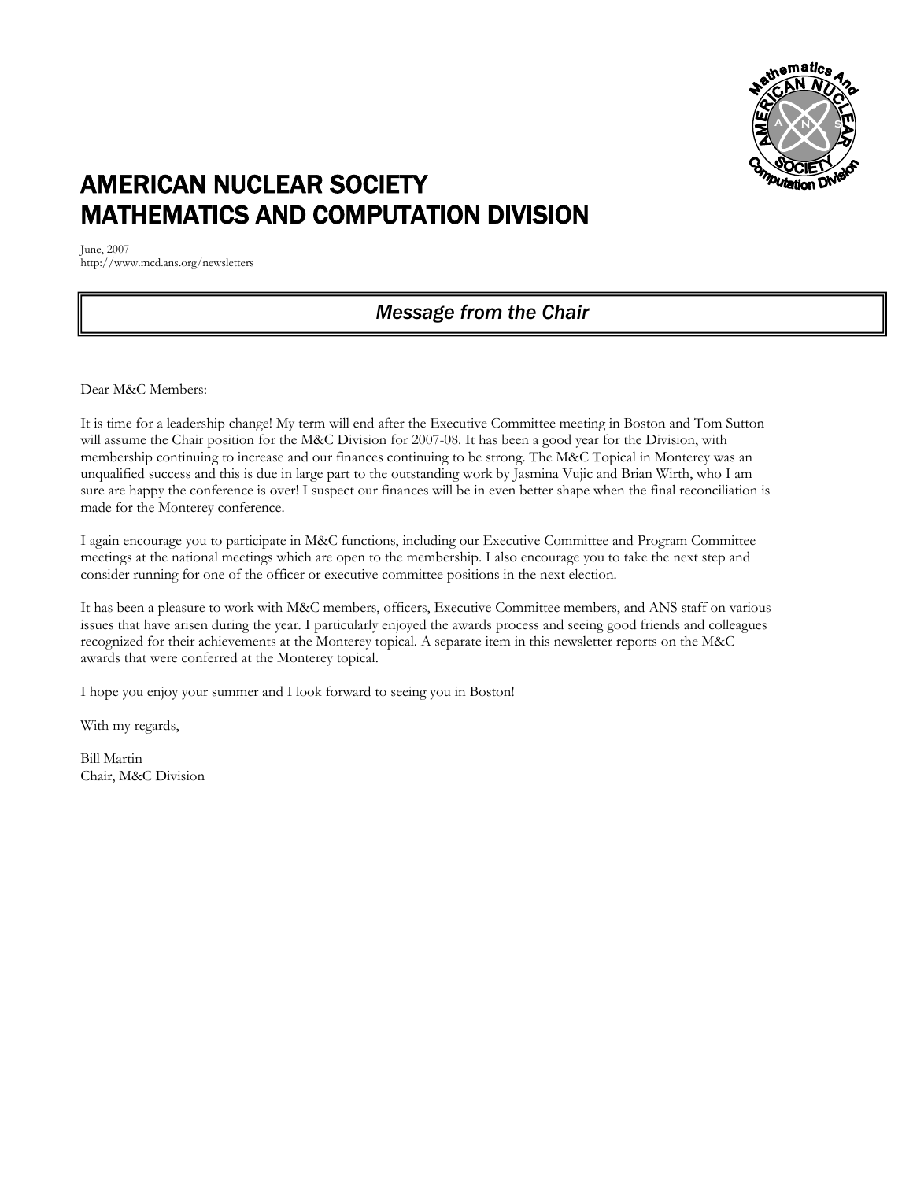# AMERICAN NUCLEAR SOCIETY
# MATHEMATICS AND COMPUTATION DIVISION

June, 2007
http://www.mcd.ans.org/newsletters

## *Message from the Chair*

Dear M&C Members:

It is time for a leadership change! My term will end after the Executive Committee meeting in Boston and Tom Sutton will assume the Chair position for the M&C Division for 2007-08. It has been a good year for the Division, with membership continuing to increase and our finances continuing to be strong. The M&C Topical in Monterey was an unqualified success and this is due in large part to the outstanding work by Jasmina Vujic and Brian Wirth, who I am sure are happy the conference is over! I suspect our finances will be in even better shape when the final reconciliation is made for the Monterey conference.

I again encourage you to participate in M&C functions, including our Executive Committee and Program Committee meetings at the national meetings which are open to the membership. I also encourage you to take the next step and consider running for one of the officer or executive committee positions in the next election.

It has been a pleasure to work with M&C members, officers, Executive Committee members, and ANS staff on various issues that have arisen during the year. I particularly enjoyed the awards process and seeing good friends and colleagues recognized for their achievements at the Monterey topical. A separate item in this newsletter reports on the M&C awards that were conferred at the Monterey topical.

I hope you enjoy your summer and I look forward to seeing you in Boston!

With my regards,

Bill Martin
Chair, M&C Division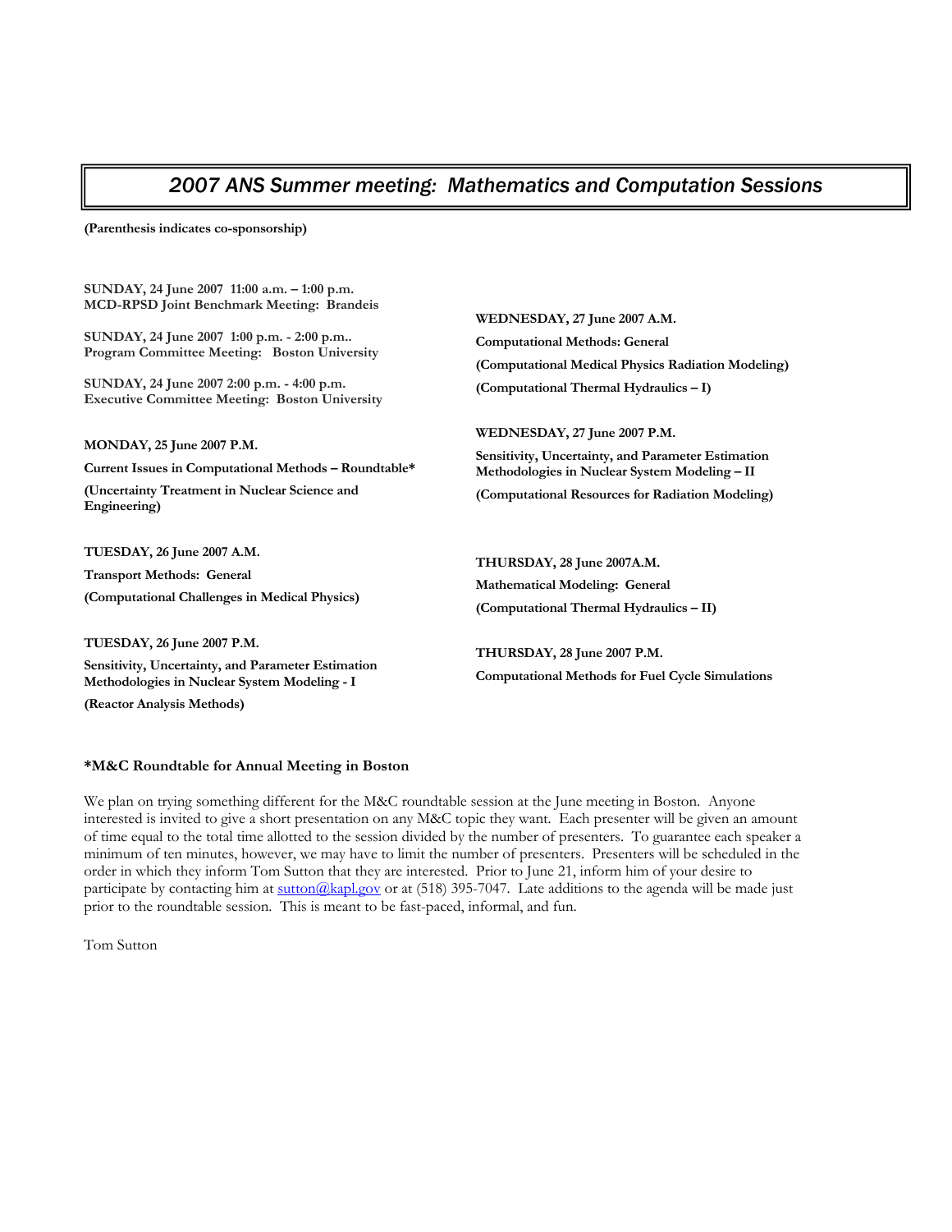# *2007 ANS Summer meeting: Mathematics and Computation Sessions*

**(Parenthesis indicates co-sponsorship)**

**SUNDAY, 24 June 2007 11:00 a.m. – 1:00 p.m.**
**MCD-RPSD Joint Benchmark Meeting: Brandeis**

**SUNDAY, 24 June 2007 1:00 p.m. - 2:00 p.m..**
**Program Committee Meeting: Boston University**

**SUNDAY, 24 June 2007 2:00 p.m. - 4:00 p.m.**
**Executive Committee Meeting: Boston University**

**MONDAY, 25 June 2007 P.M.**

**Current Issues in Computational Methods – Roundtable***

**(Uncertainty Treatment in Nuclear Science and Engineering)**

**TUESDAY, 26 June 2007 A.M.**

**Transport Methods: General**

**(Computational Challenges in Medical Physics)**

**TUESDAY, 26 June 2007 P.M.**

**Sensitivity, Uncertainty, and Parameter Estimation Methodologies in Nuclear System Modeling - I**

**(Reactor Analysis Methods)**

**WEDNESDAY, 27 June 2007 A.M.**

**Computational Methods: General**

**(Computational Medical Physics Radiation Modeling)**

**(Computational Thermal Hydraulics – I)**

**WEDNESDAY, 27 June 2007 P.M.**

**Sensitivity, Uncertainty, and Parameter Estimation Methodologies in Nuclear System Modeling – II**

**(Computational Resources for Radiation Modeling)**

**THURSDAY, 28 June 2007A.M.**

**Mathematical Modeling: General**

**(Computational Thermal Hydraulics – II)**

**THURSDAY, 28 June 2007 P.M.**

**Computational Methods for Fuel Cycle Simulations**

### *M&C Roundtable for Annual Meeting in Boston

We plan on trying something different for the M&C roundtable session at the June meeting in Boston. Anyone interested is invited to give a short presentation on any M&C topic they want. Each presenter will be given an amount of time equal to the total time allotted to the session divided by the number of presenters. To guarantee each speaker a minimum of ten minutes, however, we may have to limit the number of presenters. Presenters will be scheduled in the order in which they inform Tom Sutton that they are interested. Prior to June 21, inform him of your desire to participate by contacting him at sutton@kapl.gov or at (518) 395-7047. Late additions to the agenda will be made just prior to the roundtable session. This is meant to be fast-paced, informal, and fun.

Tom Sutton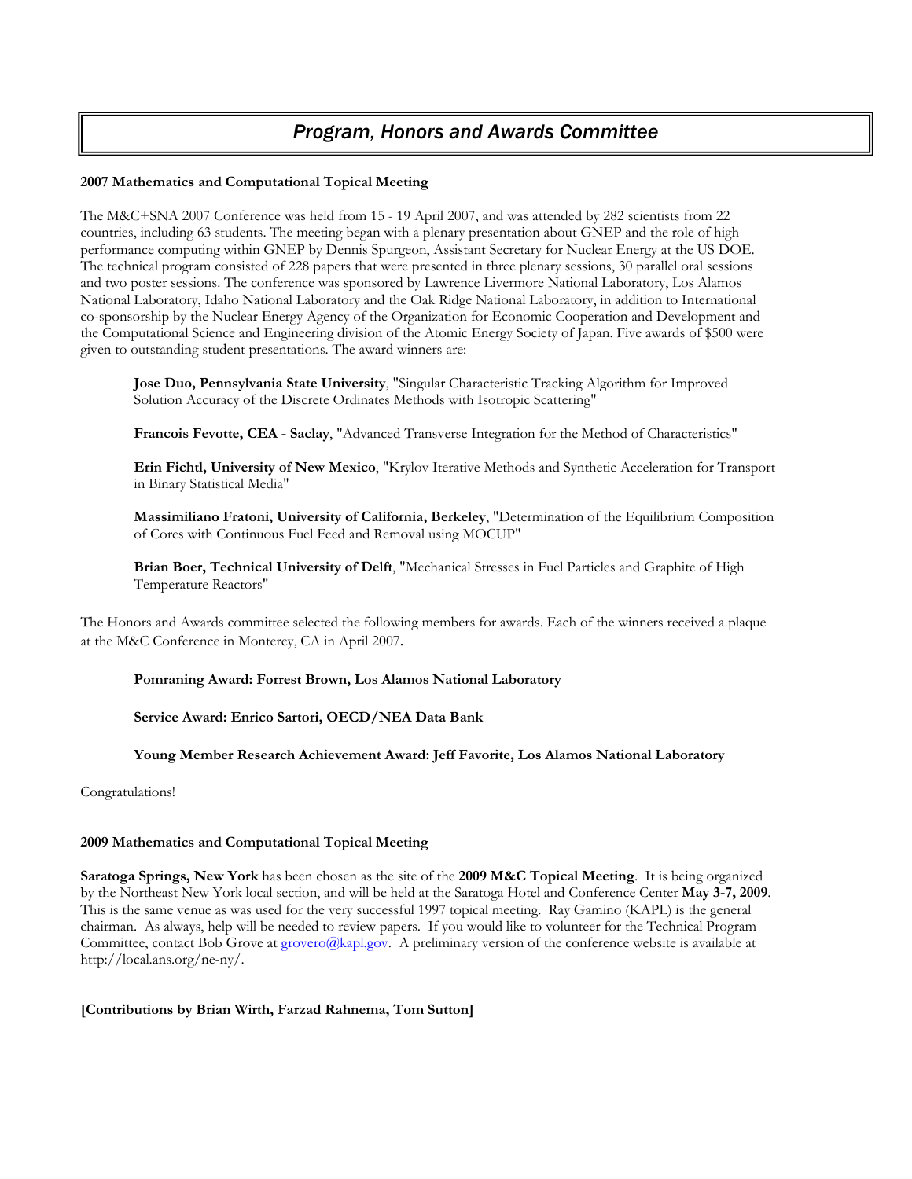# *Program, Honors and Awards Committee*

**2007 Mathematics and Computational Topical Meeting**

The M&C+SNA 2007 Conference was held from 15 - 19 April 2007, and was attended by 282 scientists from 22 countries, including 63 students. The meeting began with a plenary presentation about GNEP and the role of high performance computing within GNEP by Dennis Spurgeon, Assistant Secretary for Nuclear Energy at the US DOE. The technical program consisted of 228 papers that were presented in three plenary sessions, 30 parallel oral sessions and two poster sessions. The conference was sponsored by Lawrence Livermore National Laboratory, Los Alamos National Laboratory, Idaho National Laboratory and the Oak Ridge National Laboratory, in addition to International co-sponsorship by the Nuclear Energy Agency of the Organization for Economic Cooperation and Development and the Computational Science and Engineering division of the Atomic Energy Society of Japan. Five awards of $500 were given to outstanding student presentations. The award winners are:

> **Jose Duo, Pennsylvania State University**, "Singular Characteristic Tracking Algorithm for Improved Solution Accuracy of the Discrete Ordinates Methods with Isotropic Scattering"
>
> **Francois Fevotte, CEA - Saclay**, "Advanced Transverse Integration for the Method of Characteristics"
>
> **Erin Fichtl, University of New Mexico**, "Krylov Iterative Methods and Synthetic Acceleration for Transport in Binary Statistical Media"
>
> **Massimiliano Fratoni, University of California, Berkeley**, "Determination of the Equilibrium Composition of Cores with Continuous Fuel Feed and Removal using MOCUP"
>
> **Brian Boer, Technical University of Delft**, "Mechanical Stresses in Fuel Particles and Graphite of High Temperature Reactors"

The Honors and Awards committee selected the following members for awards. Each of the winners received a plaque at the M&C Conference in Monterey, CA in April 2007.

> **Pomraning Award: Forrest Brown, Los Alamos National Laboratory**
>
> **Service Award: Enrico Sartori, OECD/NEA Data Bank**
>
> **Young Member Research Achievement Award: Jeff Favorite, Los Alamos National Laboratory**

Congratulations!

**2009 Mathematics and Computational Topical Meeting**

**Saratoga Springs, New York** has been chosen as the site of the **2009 M&C Topical Meeting**. It is being organized by the Northeast New York local section, and will be held at the Saratoga Hotel and Conference Center **May 3-7, 2009**. This is the same venue as was used for the very successful 1997 topical meeting. Ray Gamino (KAPL) is the general chairman. As always, help will be needed to review papers. If you would like to volunteer for the Technical Program Committee, contact Bob Grove at grovero@kapl.gov. A preliminary version of the conference website is available at http://local.ans.org/ne-ny/.

**[Contributions by Brian Wirth, Farzad Rahnema, Tom Sutton]**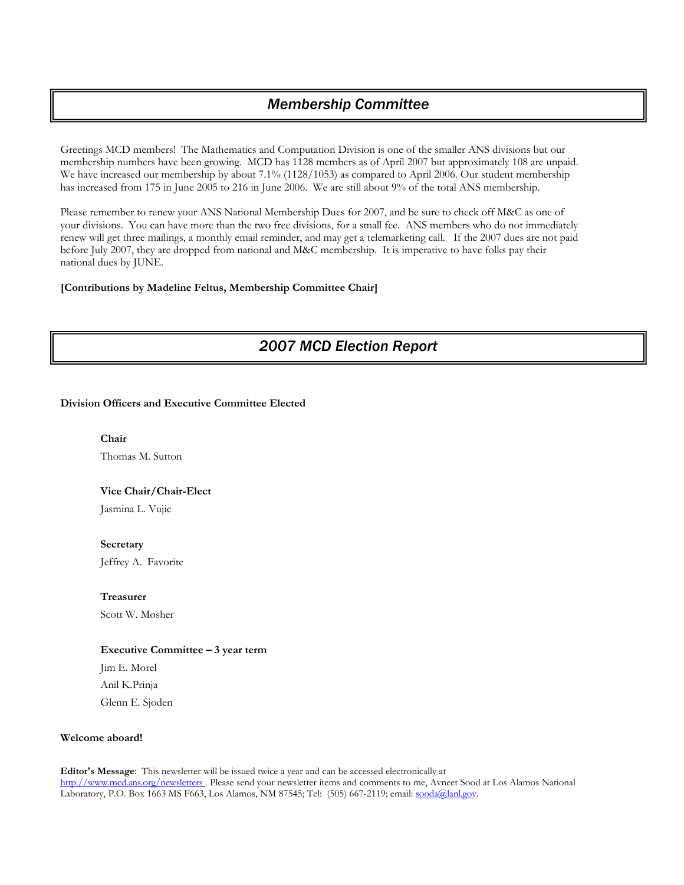## *Membership Committee*

Greetings MCD members! The Mathematics and Computation Division is one of the smaller ANS divisions but our membership numbers have been growing. MCD has 1128 members as of April 2007 but approximately 108 are unpaid. We have increased our membership by about 7.1% (1128/1053) as compared to April 2006. Our student membership has increased from 175 in June 2005 to 216 in June 2006. We are still about 9% of the total ANS membership.

Please remember to renew your ANS National Membership Dues for 2007, and be sure to check off M&C as one of your divisions. You can have more than the two free divisions, for a small fee. ANS members who do not immediately renew will get three mailings, a monthly email reminder, and may get a telemarketing call. If the 2007 dues are not paid before July 2007, they are dropped from national and M&C membership. It is imperative to have folks pay their national dues by JUNE.

**[Contributions by Madeline Feltus, Membership Committee Chair]**

## *2007 MCD Election Report*

**Division Officers and Executive Committee Elected**

**Chair**

Thomas M. Sutton

**Vice Chair/Chair-Elect**

Jasmina L. Vujic

**Secretary**

Jeffrey A. Favorite

**Treasurer**

Scott W. Mosher

**Executive Committee – 3 year term**

Jim E. Morel

Anil K.Prinja

Glenn E. Sjoden

**Welcome aboard!**

**Editor's Message**: This newsletter will be issued twice a year and can be accessed electronically at http://www.mcd.ans.org/newsletters . Please send your newsletter items and comments to me, Avneet Sood at Los Alamos National Laboratory, P.O. Box 1663 MS F663, Los Alamos, NM 87545; Tel: (505) 667-2119; email: sooda@lanl.gov.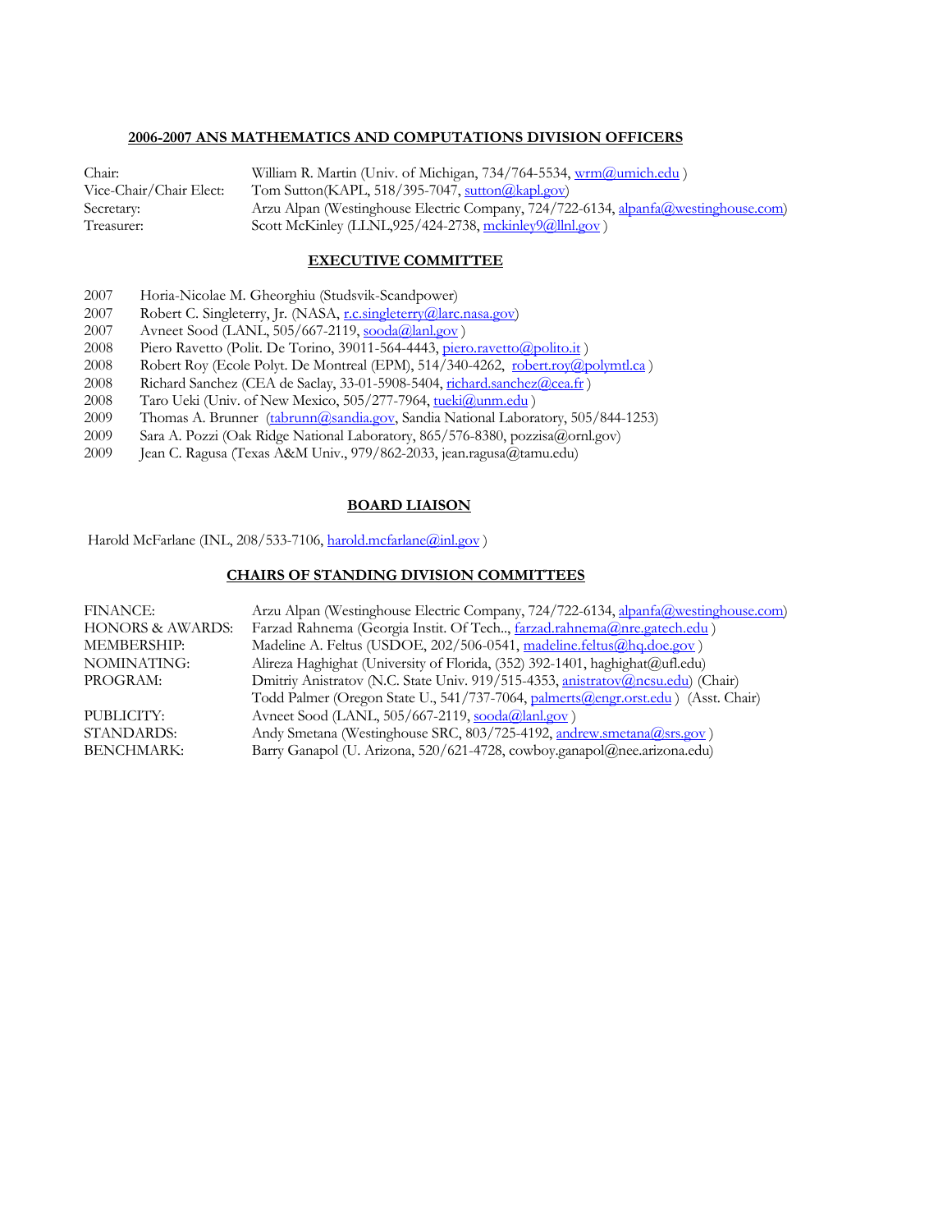## 2006-2007 ANS MATHEMATICS AND COMPUTATIONS DIVISION OFFICERS

| | |
|---|---|
| Chair: | William R. Martin (Univ. of Michigan, 734/764-5534, wrm@umich.edu ) |
| Vice-Chair/Chair Elect: | Tom Sutton(KAPL, 518/395-7047, sutton@kapl.gov) |
| Secretary: | Arzu Alpan (Westinghouse Electric Company, 724/722-6134, alpanfa@westinghouse.com) |
| Treasurer: | Scott McKinley (LLNL,925/424-2738, mckinley9@llnl.gov ) |

## EXECUTIVE COMMITTEE

| | |
|---|---|
| 2007 | Horia-Nicolae M. Gheorghiu (Studsvik-Scandpower) |
| 2007 | Robert C. Singleterry, Jr. (NASA, r.c.singleterry@larc.nasa.gov) |
| 2007 | Avneet Sood (LANL, 505/667-2119, sooda@lanl.gov ) |
| 2008 | Piero Ravetto (Polit. De Torino, 39011-564-4443, piero.ravetto@polito.it ) |
| 2008 | Robert Roy (Ecole Polyt. De Montreal (EPM), 514/340-4262, robert.roy@polymtl.ca ) |
| 2008 | Richard Sanchez (CEA de Saclay, 33-01-5908-5404, richard.sanchez@cea.fr ) |
| 2008 | Taro Ueki (Univ. of New Mexico, 505/277-7964, tueki@unm.edu ) |
| 2009 | Thomas A. Brunner (tabrunn@sandia.gov, Sandia National Laboratory, 505/844-1253) |
| 2009 | Sara A. Pozzi (Oak Ridge National Laboratory, 865/576-8380, pozzisa@ornl.gov) |
| 2009 | Jean C. Ragusa (Texas A&M Univ., 979/862-2033, jean.ragusa@tamu.edu) |

## BOARD LIAISON

Harold McFarlane (INL, 208/533-7106, harold.mcfarlane@inl.gov )

## CHAIRS OF STANDING DIVISION COMMITTEES

| | |
|---|---|
| FINANCE: | Arzu Alpan (Westinghouse Electric Company, 724/722-6134, alpanfa@westinghouse.com) |
| HONORS & AWARDS: | Farzad Rahnema (Georgia Instit. Of Tech.., farzad.rahnema@nre.gatech.edu ) |
| MEMBERSHIP: | Madeline A. Feltus (USDOE, 202/506-0541, madeline.feltus@hq.doe.gov ) |
| NOMINATING: | Alireza Haghighat (University of Florida, (352) 392-1401, haghighat@ufl.edu) |
| PROGRAM: | Dmitriy Anistratov (N.C. State Univ. 919/515-4353, anistratov@ncsu.edu) (Chair) |
| | Todd Palmer (Oregon State U., 541/737-7064, palmerts@engr.orst.edu ) (Asst. Chair) |
| PUBLICITY: | Avneet Sood (LANL, 505/667-2119, sooda@lanl.gov ) |
| STANDARDS: | Andy Smetana (Westinghouse SRC, 803/725-4192, andrew.smetana@srs.gov ) |
| BENCHMARK: | Barry Ganapol (U. Arizona, 520/621-4728, cowboy.ganapol@nee.arizona.edu) |